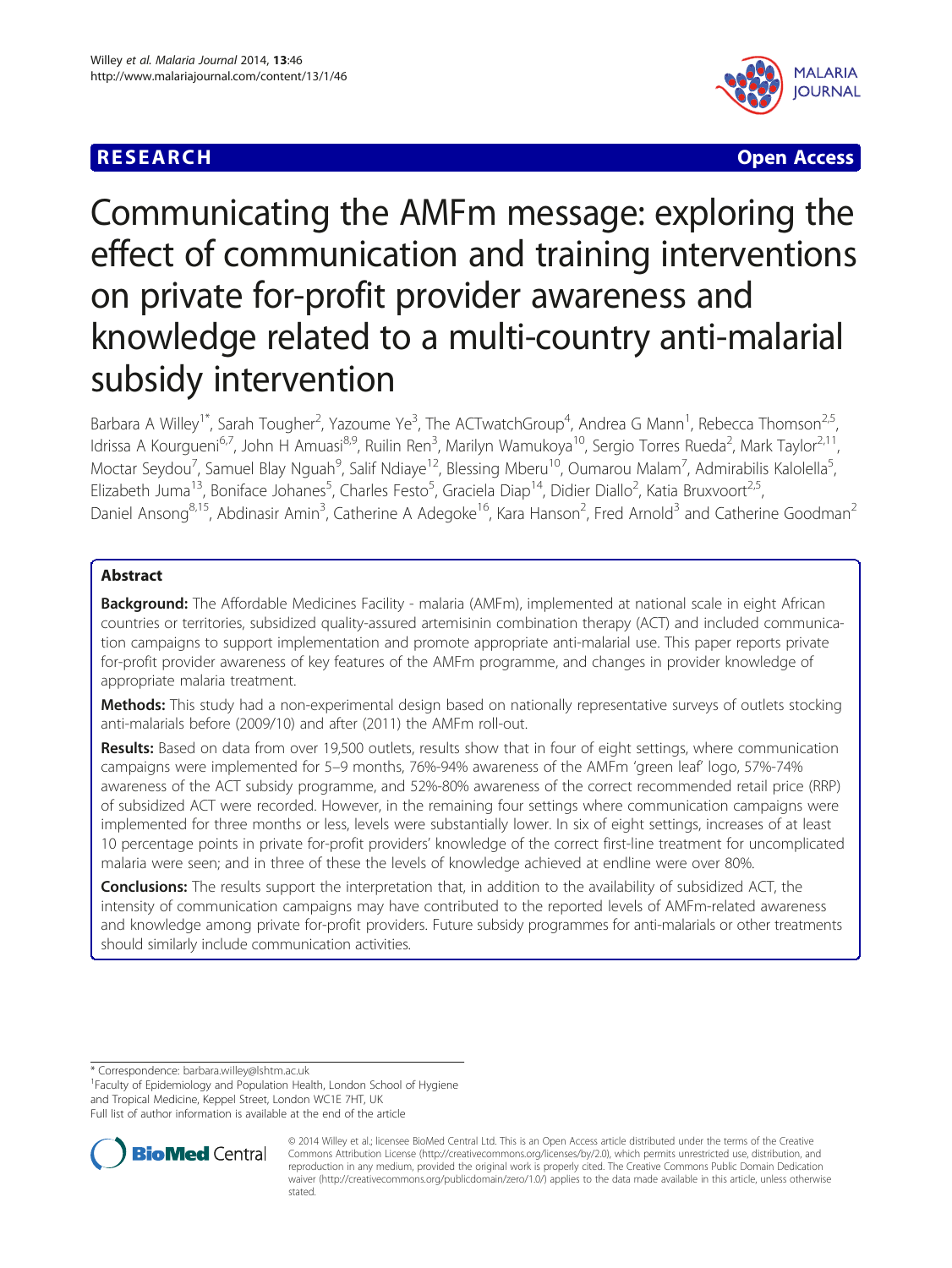**RESEARCH** **Open Access**

# Communicating the AMFm message: exploring the effect of communication and training interventions on private for-profit provider awareness and knowledge related to a multi-country anti-malarial subsidy intervention

Barbara A Willey[1*], Sarah Tougher[2], Yazoume Ye[3], The ACTwatchGroup[4], Andrea G Mann[1], Rebecca Thomson[2,5], Idrissa A Kourgueni[6,7], John H Amuasi[8,9], Ruilin Ren[3], Marilyn Wamukoya[10], Sergio Torres Rueda[2], Mark Taylor[2,11], Moctar Seydou[7], Samuel Blay Nguah[9], Salif Ndiaye[12], Blessing Mberu[10], Oumarou Malam[7], Admirabilis Kalolella[5], Elizabeth Juma[13], Boniface Johanes[5], Charles Festo[5], Graciela Diap[14], Didier Diallo[2], Katia Bruxvoort[2,5], Daniel Ansong[8,15], Abdinasir Amin[3], Catherine A Adegoke[16], Kara Hanson[2], Fred Arnold[3] and Catherine Goodman[2]

## Abstract

**Background:** The Affordable Medicines Facility - malaria (AMFm), implemented at national scale in eight African countries or territories, subsidized quality-assured artemisinin combination therapy (ACT) and included communication campaigns to support implementation and promote appropriate anti-malarial use. This paper reports private for-profit provider awareness of key features of the AMFm programme, and changes in provider knowledge of appropriate malaria treatment.

**Methods:** This study had a non-experimental design based on nationally representative surveys of outlets stocking anti-malarials before (2009/10) and after (2011) the AMFm roll-out.

**Results:** Based on data from over 19,500 outlets, results show that in four of eight settings, where communication campaigns were implemented for 5–9 months, 76%-94% awareness of the AMFm 'green leaf' logo, 57%-74% awareness of the ACT subsidy programme, and 52%-80% awareness of the correct recommended retail price (RRP) of subsidized ACT were recorded. However, in the remaining four settings where communication campaigns were implemented for three months or less, levels were substantially lower. In six of eight settings, increases of at least 10 percentage points in private for-profit providers' knowledge of the correct first-line treatment for uncomplicated malaria were seen; and in three of these the levels of knowledge achieved at endline were over 80%.

**Conclusions:** The results support the interpretation that, in addition to the availability of subsidized ACT, the intensity of communication campaigns may have contributed to the reported levels of AMFm-related awareness and knowledge among private for-profit providers. Future subsidy programmes for anti-malarials or other treatments should similarly include communication activities.

\* Correspondence: barbara.willey@lshtm.ac.uk
[1]Faculty of Epidemiology and Population Health, London School of Hygiene and Tropical Medicine, Keppel Street, London WC1E 7HT, UK
Full list of author information is available at the end of the article

© 2014 Willey et al.; licensee BioMed Central Ltd. This is an Open Access article distributed under the terms of the Creative Commons Attribution License (http://creativecommons.org/licenses/by/2.0), which permits unrestricted use, distribution, and reproduction in any medium, provided the original work is properly cited. The Creative Commons Public Domain Dedication waiver (http://creativecommons.org/publicdomain/zero/1.0/) applies to the data made available in this article, unless otherwise stated.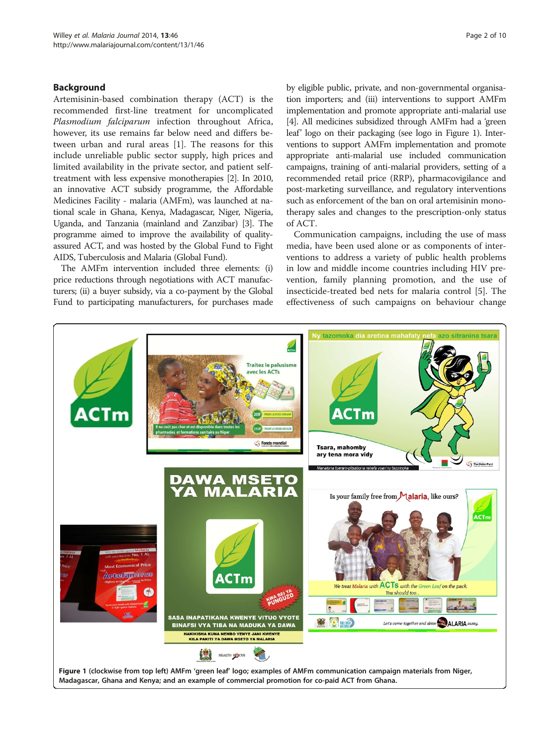## Background

Artemisinin-based combination therapy (ACT) is the recommended first-line treatment for uncomplicated *Plasmodium falciparum* infection throughout Africa, however, its use remains far below need and differs between urban and rural areas [1]. The reasons for this include unreliable public sector supply, high prices and limited availability in the private sector, and patient self-treatment with less expensive monotherapies [2]. In 2010, an innovative ACT subsidy programme, the Affordable Medicines Facility - malaria (AMFm), was launched at national scale in Ghana, Kenya, Madagascar, Niger, Nigeria, Uganda, and Tanzania (mainland and Zanzibar) [3]. The programme aimed to improve the availability of quality-assured ACT, and was hosted by the Global Fund to Fight AIDS, Tuberculosis and Malaria (Global Fund).

The AMFm intervention included three elements: (i) price reductions through negotiations with ACT manufacturers; (ii) a buyer subsidy, via a co-payment by the Global Fund to participating manufacturers, for purchases made by eligible public, private, and non-governmental organisation importers; and (iii) interventions to support AMFm implementation and promote appropriate anti-malarial use [4]. All medicines subsidized through AMFm had a 'green leaf' logo on their packaging (see logo in Figure 1). Interventions to support AMFm implementation and promote appropriate anti-malarial use included communication campaigns, training of anti-malarial providers, setting of a recommended retail price (RRP), pharmacovigilance and post-marketing surveillance, and regulatory interventions such as enforcement of the ban on oral artemisinin monotherapy sales and changes to the prescription-only status of ACT.

Communication campaigns, including the use of mass media, have been used alone or as components of interventions to address a variety of public health problems in low and middle income countries including HIV prevention, family planning promotion, and the use of insecticide-treated bed nets for malaria control [5]. The effectiveness of such campaigns on behaviour change

**Figure 1** (clockwise from top left) AMFm 'green leaf' logo; examples of AMFm communication campaign materials from Niger, Madagascar, Ghana and Kenya; and an example of commercial promotion for co-paid ACT from Ghana.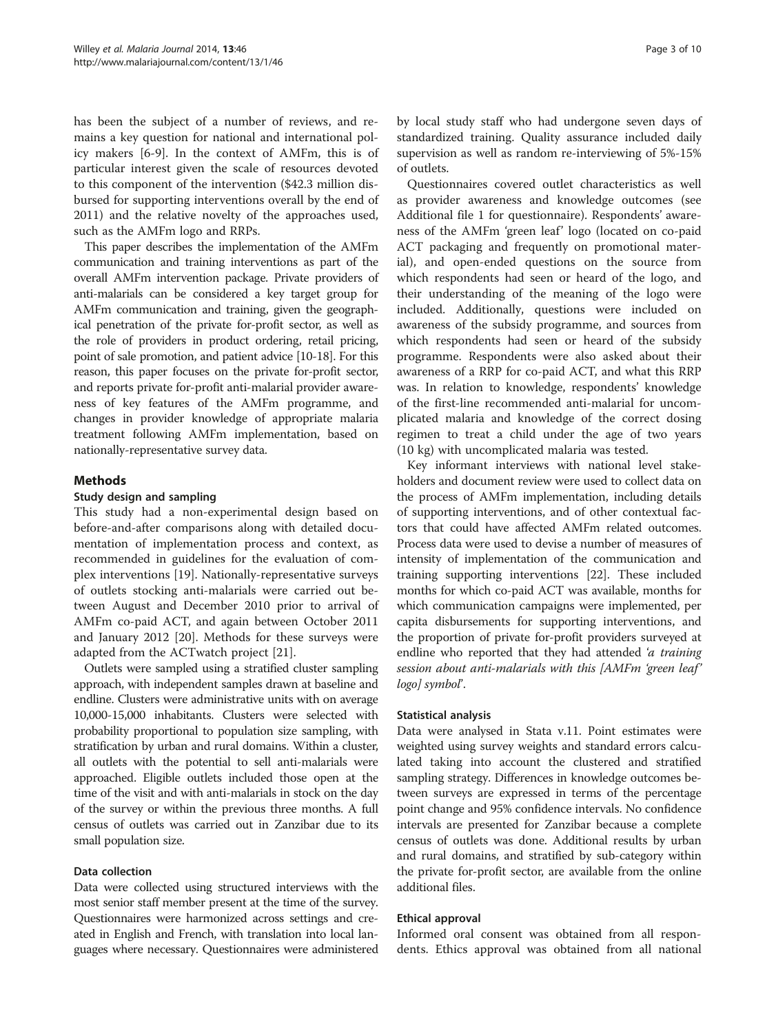has been the subject of a number of reviews, and remains a key question for national and international policy makers [6-9]. In the context of AMFm, this is of particular interest given the scale of resources devoted to this component of the intervention ($42.3 million disbursed for supporting interventions overall by the end of 2011) and the relative novelty of the approaches used, such as the AMFm logo and RRPs.

This paper describes the implementation of the AMFm communication and training interventions as part of the overall AMFm intervention package. Private providers of anti-malarials can be considered a key target group for AMFm communication and training, given the geographical penetration of the private for-profit sector, as well as the role of providers in product ordering, retail pricing, point of sale promotion, and patient advice [10-18]. For this reason, this paper focuses on the private for-profit sector, and reports private for-profit anti-malarial provider awareness of key features of the AMFm programme, and changes in provider knowledge of appropriate malaria treatment following AMFm implementation, based on nationally-representative survey data.

## Methods

### Study design and sampling

This study had a non-experimental design based on before-and-after comparisons along with detailed documentation of implementation process and context, as recommended in guidelines for the evaluation of complex interventions [19]. Nationally-representative surveys of outlets stocking anti-malarials were carried out between August and December 2010 prior to arrival of AMFm co-paid ACT, and again between October 2011 and January 2012 [20]. Methods for these surveys were adapted from the ACTwatch project [21].

Outlets were sampled using a stratified cluster sampling approach, with independent samples drawn at baseline and endline. Clusters were administrative units with on average 10,000-15,000 inhabitants. Clusters were selected with probability proportional to population size sampling, with stratification by urban and rural domains. Within a cluster, all outlets with the potential to sell anti-malarials were approached. Eligible outlets included those open at the time of the visit and with anti-malarials in stock on the day of the survey or within the previous three months. A full census of outlets was carried out in Zanzibar due to its small population size.

### Data collection

Data were collected using structured interviews with the most senior staff member present at the time of the survey. Questionnaires were harmonized across settings and created in English and French, with translation into local languages where necessary. Questionnaires were administered by local study staff who had undergone seven days of standardized training. Quality assurance included daily supervision as well as random re-interviewing of 5%-15% of outlets.

Questionnaires covered outlet characteristics as well as provider awareness and knowledge outcomes (see Additional file 1 for questionnaire). Respondents' awareness of the AMFm 'green leaf' logo (located on co-paid ACT packaging and frequently on promotional material), and open-ended questions on the source from which respondents had seen or heard of the logo, and their understanding of the meaning of the logo were included. Additionally, questions were included on awareness of the subsidy programme, and sources from which respondents had seen or heard of the subsidy programme. Respondents were also asked about their awareness of a RRP for co-paid ACT, and what this RRP was. In relation to knowledge, respondents' knowledge of the first-line recommended anti-malarial for uncomplicated malaria and knowledge of the correct dosing regimen to treat a child under the age of two years (10 kg) with uncomplicated malaria was tested.

Key informant interviews with national level stakeholders and document review were used to collect data on the process of AMFm implementation, including details of supporting interventions, and of other contextual factors that could have affected AMFm related outcomes. Process data were used to devise a number of measures of intensity of implementation of the communication and training supporting interventions [22]. These included months for which co-paid ACT was available, months for which communication campaigns were implemented, per capita disbursements for supporting interventions, and the proportion of private for-profit providers surveyed at endline who reported that they had attended *'a training session about anti-malarials with this [AMFm 'green leaf' logo] symbol'*.

### Statistical analysis

Data were analysed in Stata v.11. Point estimates were weighted using survey weights and standard errors calculated taking into account the clustered and stratified sampling strategy. Differences in knowledge outcomes between surveys are expressed in terms of the percentage point change and 95% confidence intervals. No confidence intervals are presented for Zanzibar because a complete census of outlets was done. Additional results by urban and rural domains, and stratified by sub-category within the private for-profit sector, are available from the online additional files.

### Ethical approval

Informed oral consent was obtained from all respondents. Ethics approval was obtained from all national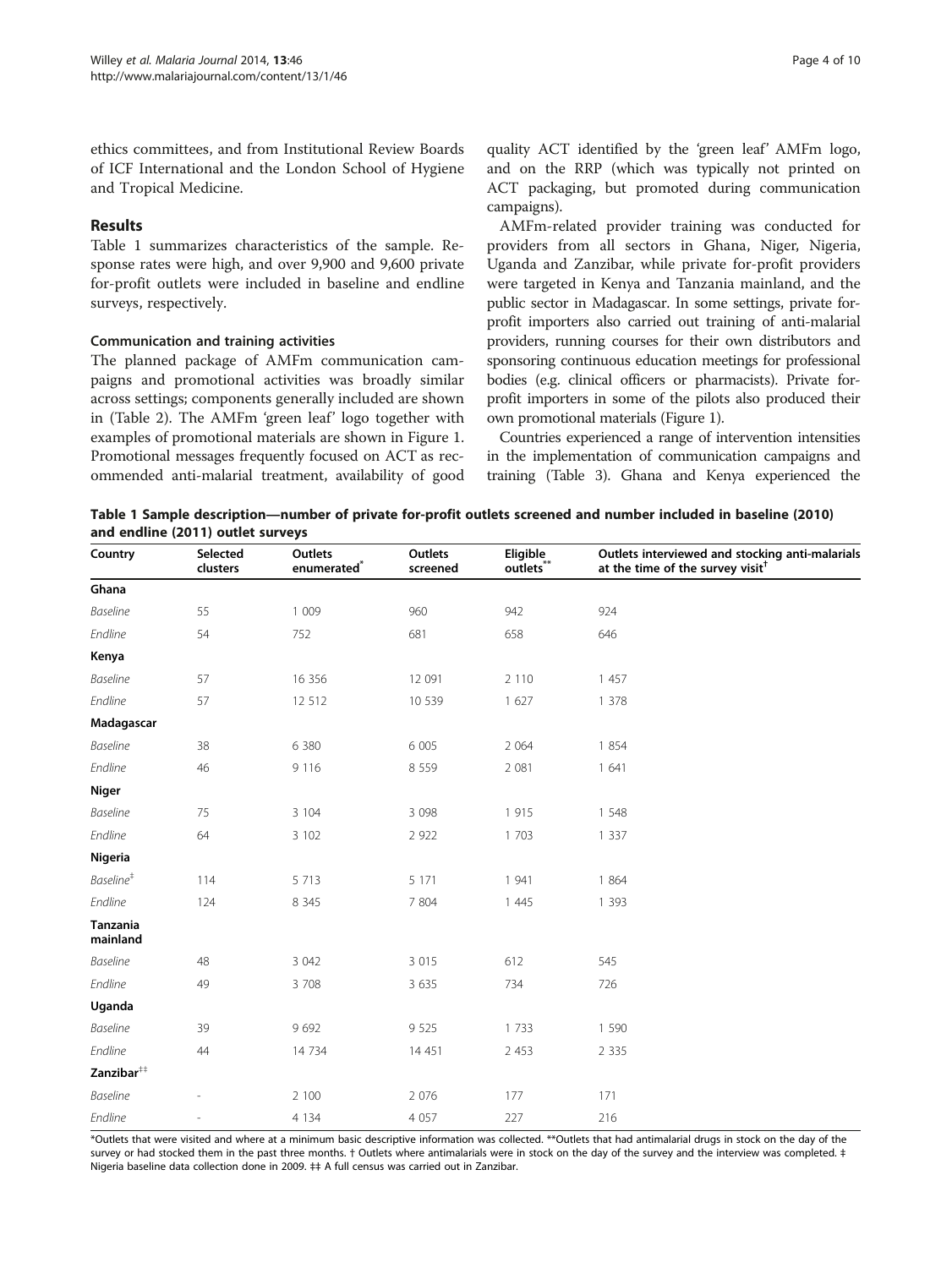ethics committees, and from Institutional Review Boards of ICF International and the London School of Hygiene and Tropical Medicine.

## Results

Table 1 summarizes characteristics of the sample. Response rates were high, and over 9,900 and 9,600 private for-profit outlets were included in baseline and endline surveys, respectively.

### Communication and training activities

The planned package of AMFm communication campaigns and promotional activities was broadly similar across settings; components generally included are shown in (Table 2). The AMFm 'green leaf' logo together with examples of promotional materials are shown in Figure 1. Promotional messages frequently focused on ACT as recommended anti-malarial treatment, availability of good quality ACT identified by the 'green leaf' AMFm logo, and on the RRP (which was typically not printed on ACT packaging, but promoted during communication campaigns).

AMFm-related provider training was conducted for providers from all sectors in Ghana, Niger, Nigeria, Uganda and Zanzibar, while private for-profit providers were targeted in Kenya and Tanzania mainland, and the public sector in Madagascar. In some settings, private for-profit importers also carried out training of anti-malarial providers, running courses for their own distributors and sponsoring continuous education meetings for professional bodies (e.g. clinical officers or pharmacists). Private for-profit importers in some of the pilots also produced their own promotional materials (Figure 1).

Countries experienced a range of intervention intensities in the implementation of communication campaigns and training (Table 3). Ghana and Kenya experienced the

**Table 1 Sample description—number of private for-profit outlets screened and number included in baseline (2010) and endline (2011) outlet surveys**

| Country | Selected clusters | Outlets enumerated* | Outlets screened | Eligible outlets** | Outlets interviewed and stocking anti-malarials at the time of the survey visit† |
|---|---|---|---|---|---|
| **Ghana** | | | | | |
| *Baseline* | 55 | 1 009 | 960 | 942 | 924 |
| *Endline* | 54 | 752 | 681 | 658 | 646 |
| **Kenya** | | | | | |
| *Baseline* | 57 | 16 356 | 12 091 | 2 110 | 1 457 |
| *Endline* | 57 | 12 512 | 10 539 | 1 627 | 1 378 |
| **Madagascar** | | | | | |
| *Baseline* | 38 | 6 380 | 6 005 | 2 064 | 1 854 |
| *Endline* | 46 | 9 116 | 8 559 | 2 081 | 1 641 |
| **Niger** | | | | | |
| *Baseline* | 75 | 3 104 | 3 098 | 1 915 | 1 548 |
| *Endline* | 64 | 3 102 | 2 922 | 1 703 | 1 337 |
| **Nigeria** | | | | | |
| *Baseline*‡ | 114 | 5 713 | 5 171 | 1 941 | 1 864 |
| *Endline* | 124 | 8 345 | 7 804 | 1 445 | 1 393 |
| **Tanzania mainland** | | | | | |
| *Baseline* | 48 | 3 042 | 3 015 | 612 | 545 |
| *Endline* | 49 | 3 708 | 3 635 | 734 | 726 |
| **Uganda** | | | | | |
| *Baseline* | 39 | 9 692 | 9 525 | 1 733 | 1 590 |
| *Endline* | 44 | 14 734 | 14 451 | 2 453 | 2 335 |
| **Zanzibar**‡‡ | | | | | |
| *Baseline* | - | 2 100 | 2 076 | 177 | 171 |
| *Endline* | - | 4 134 | 4 057 | 227 | 216 |

*Outlets that were visited and where at a minimum basic descriptive information was collected. **Outlets that had antimalarial drugs in stock on the day of the survey or had stocked them in the past three months. † Outlets where antimalarials were in stock on the day of the survey and the interview was completed. ‡ Nigeria baseline data collection done in 2009. ‡‡ A full census was carried out in Zanzibar.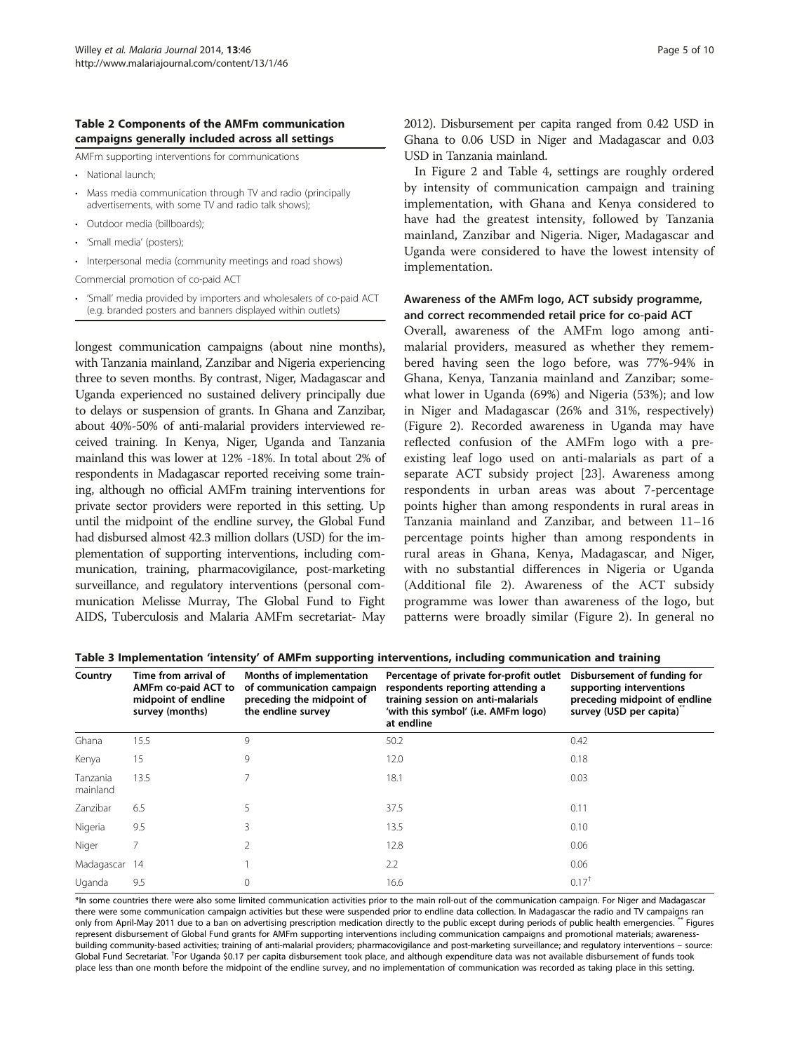**Table 2 Components of the AMFm communication campaigns generally included across all settings**

AMFm supporting interventions for communications

- National launch;
- Mass media communication through TV and radio (principally advertisements, with some TV and radio talk shows);
- Outdoor media (billboards);
- 'Small media' (posters);
- Interpersonal media (community meetings and road shows)

Commercial promotion of co-paid ACT

- 'Small' media provided by importers and wholesalers of co-paid ACT (e.g. branded posters and banners displayed within outlets)

longest communication campaigns (about nine months), with Tanzania mainland, Zanzibar and Nigeria experiencing three to seven months. By contrast, Niger, Madagascar and Uganda experienced no sustained delivery principally due to delays or suspension of grants. In Ghana and Zanzibar, about 40%-50% of anti-malarial providers interviewed received training. In Kenya, Niger, Uganda and Tanzania mainland this was lower at 12% -18%. In total about 2% of respondents in Madagascar reported receiving some training, although no official AMFm training interventions for private sector providers were reported in this setting. Up until the midpoint of the endline survey, the Global Fund had disbursed almost 42.3 million dollars (USD) for the implementation of supporting interventions, including communication, training, pharmacovigilance, post-marketing surveillance, and regulatory interventions (personal communication Melisse Murray, The Global Fund to Fight AIDS, Tuberculosis and Malaria AMFm secretariat- May 2012). Disbursement per capita ranged from 0.42 USD in Ghana to 0.06 USD in Niger and Madagascar and 0.03 USD in Tanzania mainland.

In Figure 2 and Table 4, settings are roughly ordered by intensity of communication campaign and training implementation, with Ghana and Kenya considered to have had the greatest intensity, followed by Tanzania mainland, Zanzibar and Nigeria. Niger, Madagascar and Uganda were considered to have the lowest intensity of implementation.

### Awareness of the AMFm logo, ACT subsidy programme, and correct recommended retail price for co-paid ACT

Overall, awareness of the AMFm logo among anti-malarial providers, measured as whether they remembered having seen the logo before, was 77%-94% in Ghana, Kenya, Tanzania mainland and Zanzibar; somewhat lower in Uganda (69%) and Nigeria (53%); and low in Niger and Madagascar (26% and 31%, respectively) (Figure 2). Recorded awareness in Uganda may have reflected confusion of the AMFm logo with a pre-existing leaf logo used on anti-malarials as part of a separate ACT subsidy project [23]. Awareness among respondents in urban areas was about 7-percentage points higher than among respondents in rural areas in Tanzania mainland and Zanzibar, and between 11–16 percentage points higher than among respondents in rural areas in Ghana, Kenya, Madagascar, and Niger, with no substantial differences in Nigeria or Uganda (Additional file 2). Awareness of the ACT subsidy programme was lower than awareness of the logo, but patterns were broadly similar (Figure 2). In general no

**Table 3 Implementation 'intensity' of AMFm supporting interventions, including communication and training**

| Country | Time from arrival of AMFm co-paid ACT to midpoint of endline survey (months) | Months of implementation of communication campaign preceding the midpoint of the endline survey* | Percentage of private for-profit outlet respondents reporting attending a training session on anti-malarials 'with this symbol' (i.e. AMFm logo) at endline | Disbursement of funding for supporting interventions preceding midpoint of endline survey (USD per capita)** |
|---|---|---|---|---|
| Ghana | 15.5 | 9 | 50.2 | 0.42 |
| Kenya | 15 | 9 | 12.0 | 0.18 |
| Tanzania mainland | 13.5 | 7 | 18.1 | 0.03 |
| Zanzibar | 6.5 | 5 | 37.5 | 0.11 |
| Nigeria | 9.5 | 3 | 13.5 | 0.10 |
| Niger | 7 | 2 | 12.8 | 0.06 |
| Madagascar | 14 | 1 | 2.2 | 0.06 |
| Uganda | 9.5 | 0 | 16.6 | 0.17[†] |

*In some countries there were also some limited communication activities prior to the main roll-out of the communication campaign. For Niger and Madagascar there were some communication campaign activities but these were suspended prior to endline data collection. In Madagascar the radio and TV campaigns ran only from April-May 2011 due to a ban on advertising prescription medication directly to the public except during periods of public health emergencies. ** Figures represent disbursement of Global Fund grants for AMFm supporting interventions including communication campaigns and promotional materials; awareness-building community-based activities; training of anti-malarial providers; pharmacovigilance and post-marketing surveillance; and regulatory interventions – source: Global Fund Secretariat. [†]For Uganda $0.17 per capita disbursement took place, and although expenditure data was not available disbursement of funds took place less than one month before the midpoint of the endline survey, and no implementation of communication was recorded as taking place in this setting.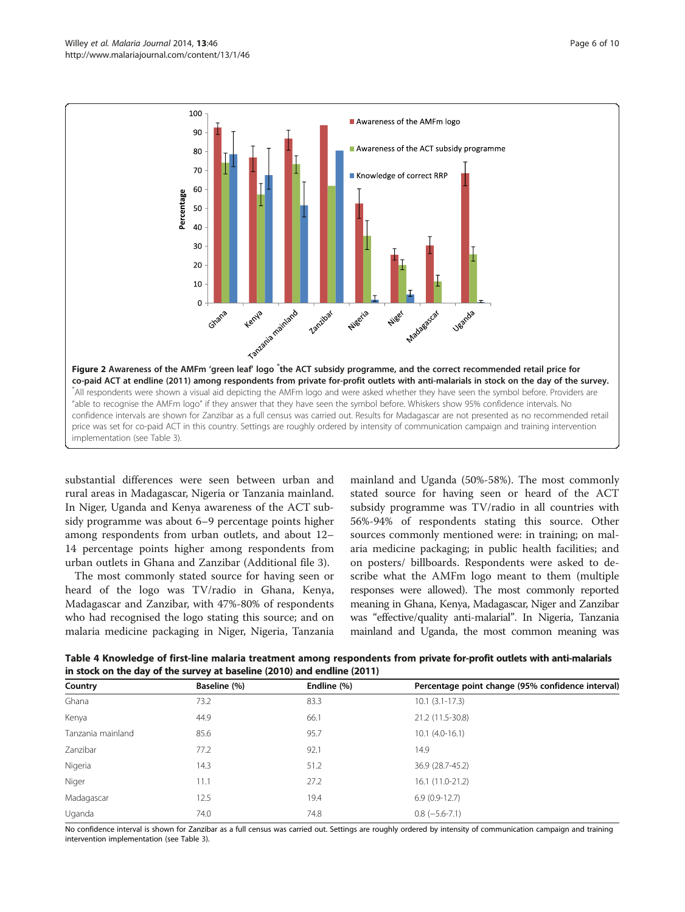**Figure 2 Awareness of the AMFm 'green leaf' logo \*the ACT subsidy programme, and the correct recommended retail price for co-paid ACT at endline (2011) among respondents from private for-profit outlets with anti-malarials in stock on the day of the survey.** \*All respondents were shown a visual aid depicting the AMFm logo and were asked whether they have seen the symbol before. Providers are "able to recognise the AMFm logo" if they answer that they have seen the symbol before. Whiskers show 95% confidence intervals. No confidence intervals are shown for Zanzibar as a full census was carried out. Results for Madagascar are not presented as no recommended retail price was set for co-paid ACT in this country. Settings are roughly ordered by intensity of communication campaign and training intervention implementation (see Table 3).

substantial differences were seen between urban and rural areas in Madagascar, Nigeria or Tanzania mainland. In Niger, Uganda and Kenya awareness of the ACT subsidy programme was about 6–9 percentage points higher among respondents from urban outlets, and about 12–14 percentage points higher among respondents from urban outlets in Ghana and Zanzibar (Additional file 3).

The most commonly stated source for having seen or heard of the logo was TV/radio in Ghana, Kenya, Madagascar and Zanzibar, with 47%-80% of respondents who had recognised the logo stating this source; and on malaria medicine packaging in Niger, Nigeria, Tanzania mainland and Uganda (50%-58%). The most commonly stated source for having seen or heard of the ACT subsidy programme was TV/radio in all countries with 56%-94% of respondents stating this source. Other sources commonly mentioned were: in training; on malaria medicine packaging; in public health facilities; and on posters/ billboards. Respondents were asked to describe what the AMFm logo meant to them (multiple responses were allowed). The most commonly reported meaning in Ghana, Kenya, Madagascar, Niger and Zanzibar was "effective/quality anti-malarial". In Nigeria, Tanzania mainland and Uganda, the most common meaning was

**Table 4 Knowledge of first-line malaria treatment among respondents from private for-profit outlets with anti-malarials in stock on the day of the survey at baseline (2010) and endline (2011)**

| Country | Baseline (%) | Endline (%) | Percentage point change (95% confidence interval) |
|---|---|---|---|
| Ghana | 73.2 | 83.3 | 10.1 (3.1-17.3) |
| Kenya | 44.9 | 66.1 | 21.2 (11.5-30.8) |
| Tanzania mainland | 85.6 | 95.7 | 10.1 (4.0-16.1) |
| Zanzibar | 77.2 | 92.1 | 14.9 |
| Nigeria | 14.3 | 51.2 | 36.9 (28.7-45.2) |
| Niger | 11.1 | 27.2 | 16.1 (11.0-21.2) |
| Madagascar | 12.5 | 19.4 | 6.9 (0.9-12.7) |
| Uganda | 74.0 | 74.8 | 0.8 (−5.6-7.1) |

No confidence interval is shown for Zanzibar as a full census was carried out. Settings are roughly ordered by intensity of communication campaign and training intervention implementation (see Table 3).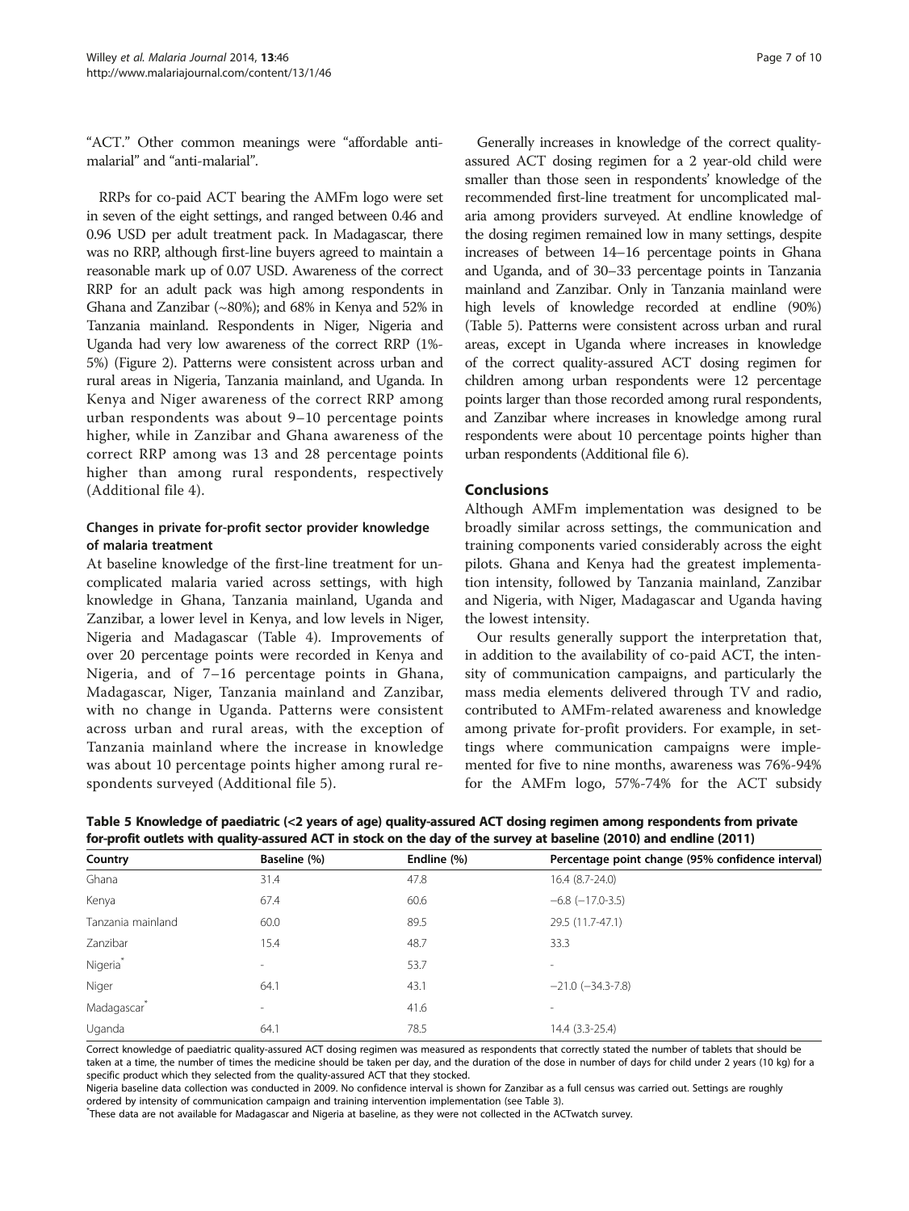"ACT." Other common meanings were "affordable anti-malarial" and "anti-malarial".

RRPs for co-paid ACT bearing the AMFm logo were set in seven of the eight settings, and ranged between 0.46 and 0.96 USD per adult treatment pack. In Madagascar, there was no RRP, although first-line buyers agreed to maintain a reasonable mark up of 0.07 USD. Awareness of the correct RRP for an adult pack was high among respondents in Ghana and Zanzibar (~80%); and 68% in Kenya and 52% in Tanzania mainland. Respondents in Niger, Nigeria and Uganda had very low awareness of the correct RRP (1%-5%) (Figure 2). Patterns were consistent across urban and rural areas in Nigeria, Tanzania mainland, and Uganda. In Kenya and Niger awareness of the correct RRP among urban respondents was about 9–10 percentage points higher, while in Zanzibar and Ghana awareness of the correct RRP among was 13 and 28 percentage points higher than among rural respondents, respectively (Additional file 4).

### Changes in private for-profit sector provider knowledge of malaria treatment

At baseline knowledge of the first-line treatment for uncomplicated malaria varied across settings, with high knowledge in Ghana, Tanzania mainland, Uganda and Zanzibar, a lower level in Kenya, and low levels in Niger, Nigeria and Madagascar (Table 4). Improvements of over 20 percentage points were recorded in Kenya and Nigeria, and of 7–16 percentage points in Ghana, Madagascar, Niger, Tanzania mainland and Zanzibar, with no change in Uganda. Patterns were consistent across urban and rural areas, with the exception of Tanzania mainland where the increase in knowledge was about 10 percentage points higher among rural respondents surveyed (Additional file 5).

Generally increases in knowledge of the correct quality-assured ACT dosing regimen for a 2 year-old child were smaller than those seen in respondents' knowledge of the recommended first-line treatment for uncomplicated malaria among providers surveyed. At endline knowledge of the dosing regimen remained low in many settings, despite increases of between 14–16 percentage points in Ghana and Uganda, and of 30–33 percentage points in Tanzania mainland and Zanzibar. Only in Tanzania mainland were high levels of knowledge recorded at endline (90%) (Table 5). Patterns were consistent across urban and rural areas, except in Uganda where increases in knowledge of the correct quality-assured ACT dosing regimen for children among urban respondents were 12 percentage points larger than those recorded among rural respondents, and Zanzibar where increases in knowledge among rural respondents were about 10 percentage points higher than urban respondents (Additional file 6).

## Conclusions

Although AMFm implementation was designed to be broadly similar across settings, the communication and training components varied considerably across the eight pilots. Ghana and Kenya had the greatest implementation intensity, followed by Tanzania mainland, Zanzibar and Nigeria, with Niger, Madagascar and Uganda having the lowest intensity.

Our results generally support the interpretation that, in addition to the availability of co-paid ACT, the intensity of communication campaigns, and particularly the mass media elements delivered through TV and radio, contributed to AMFm-related awareness and knowledge among private for-profit providers. For example, in settings where communication campaigns were implemented for five to nine months, awareness was 76%-94% for the AMFm logo, 57%-74% for the ACT subsidy

**Table 5 Knowledge of paediatric (<2 years of age) quality-assured ACT dosing regimen among respondents from private for-profit outlets with quality-assured ACT in stock on the day of the survey at baseline (2010) and endline (2011)**

| Country | Baseline (%) | Endline (%) | Percentage point change (95% confidence interval) |
|---|---|---|---|
| Ghana | 31.4 | 47.8 | 16.4 (8.7-24.0) |
| Kenya | 67.4 | 60.6 | −6.8 (−17.0-3.5) |
| Tanzania mainland | 60.0 | 89.5 | 29.5 (11.7-47.1) |
| Zanzibar | 15.4 | 48.7 | 33.3 |
| Nigeria* | - | 53.7 | - |
| Niger | 64.1 | 43.1 | −21.0 (−34.3-7.8) |
| Madagascar* | - | 41.6 | - |
| Uganda | 64.1 | 78.5 | 14.4 (3.3-25.4) |

Correct knowledge of paediatric quality-assured ACT dosing regimen was measured as respondents that correctly stated the number of tablets that should be taken at a time, the number of times the medicine should be taken per day, and the duration of the dose in number of days for child under 2 years (10 kg) for a specific product which they selected from the quality-assured ACT that they stocked.
Nigeria baseline data collection was conducted in 2009. No confidence interval is shown for Zanzibar as a full census was carried out. Settings are roughly ordered by intensity of communication campaign and training intervention implementation (see Table 3).
*These data are not available for Madagascar and Nigeria at baseline, as they were not collected in the ACTwatch survey.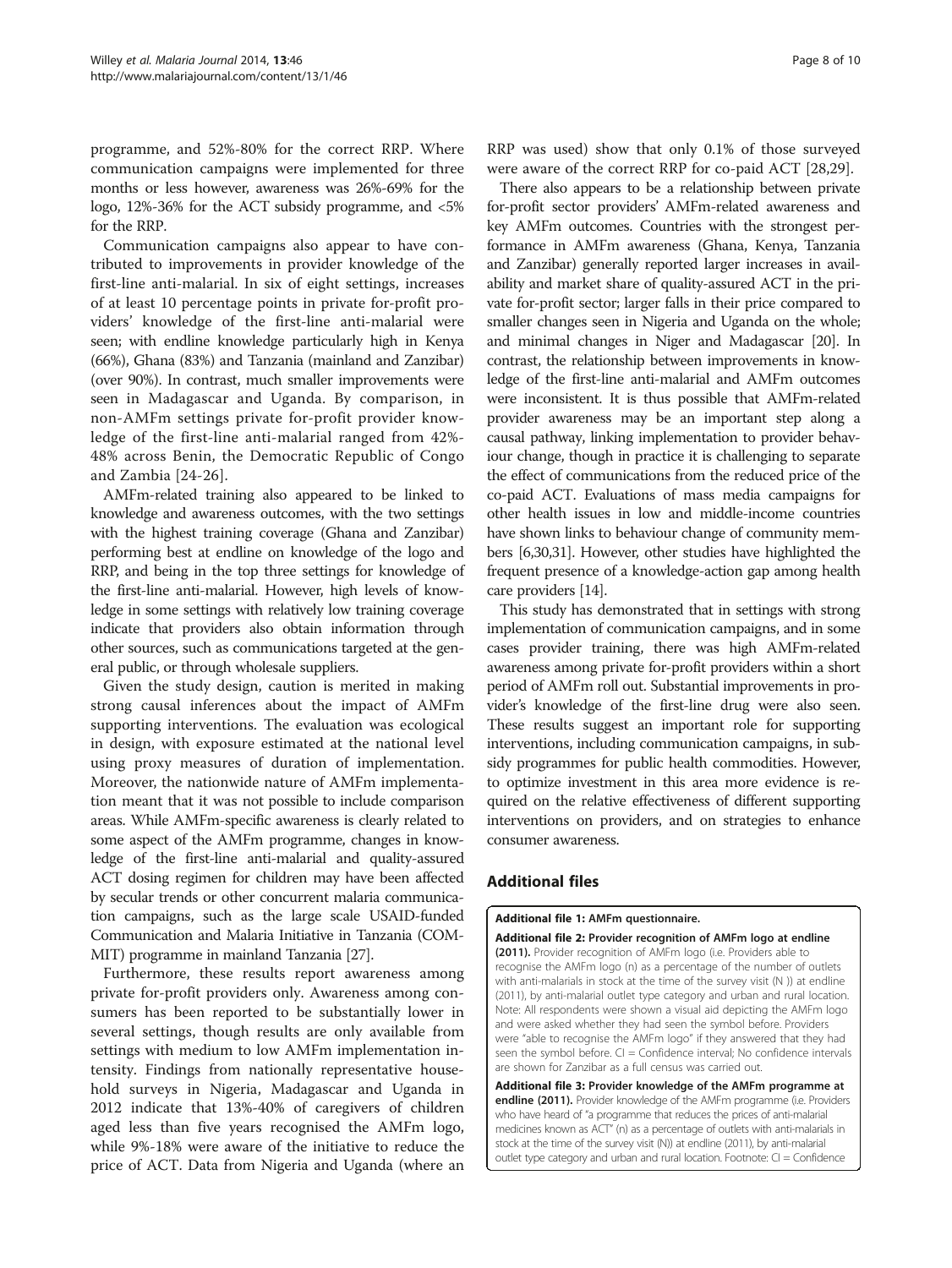programme, and 52%-80% for the correct RRP. Where communication campaigns were implemented for three months or less however, awareness was 26%-69% for the logo, 12%-36% for the ACT subsidy programme, and <5% for the RRP.

Communication campaigns also appear to have contributed to improvements in provider knowledge of the first-line anti-malarial. In six of eight settings, increases of at least 10 percentage points in private for-profit providers' knowledge of the first-line anti-malarial were seen; with endline knowledge particularly high in Kenya (66%), Ghana (83%) and Tanzania (mainland and Zanzibar) (over 90%). In contrast, much smaller improvements were seen in Madagascar and Uganda. By comparison, in non-AMFm settings private for-profit provider knowledge of the first-line anti-malarial ranged from 42%-48% across Benin, the Democratic Republic of Congo and Zambia [24-26].

AMFm-related training also appeared to be linked to knowledge and awareness outcomes, with the two settings with the highest training coverage (Ghana and Zanzibar) performing best at endline on knowledge of the logo and RRP, and being in the top three settings for knowledge of the first-line anti-malarial. However, high levels of knowledge in some settings with relatively low training coverage indicate that providers also obtain information through other sources, such as communications targeted at the general public, or through wholesale suppliers.

Given the study design, caution is merited in making strong causal inferences about the impact of AMFm supporting interventions. The evaluation was ecological in design, with exposure estimated at the national level using proxy measures of duration of implementation. Moreover, the nationwide nature of AMFm implementation meant that it was not possible to include comparison areas. While AMFm-specific awareness is clearly related to some aspect of the AMFm programme, changes in knowledge of the first-line anti-malarial and quality-assured ACT dosing regimen for children may have been affected by secular trends or other concurrent malaria communication campaigns, such as the large scale USAID-funded Communication and Malaria Initiative in Tanzania (COMMIT) programme in mainland Tanzania [27].

Furthermore, these results report awareness among private for-profit providers only. Awareness among consumers has been reported to be substantially lower in several settings, though results are only available from settings with medium to low AMFm implementation intensity. Findings from nationally representative household surveys in Nigeria, Madagascar and Uganda in 2012 indicate that 13%-40% of caregivers of children aged less than five years recognised the AMFm logo, while 9%-18% were aware of the initiative to reduce the price of ACT. Data from Nigeria and Uganda (where an RRP was used) show that only 0.1% of those surveyed were aware of the correct RRP for co-paid ACT [28,29].

There also appears to be a relationship between private for-profit sector providers' AMFm-related awareness and key AMFm outcomes. Countries with the strongest performance in AMFm awareness (Ghana, Kenya, Tanzania and Zanzibar) generally reported larger increases in availability and market share of quality-assured ACT in the private for-profit sector; larger falls in their price compared to smaller changes seen in Nigeria and Uganda on the whole; and minimal changes in Niger and Madagascar [20]. In contrast, the relationship between improvements in knowledge of the first-line anti-malarial and AMFm outcomes were inconsistent. It is thus possible that AMFm-related provider awareness may be an important step along a causal pathway, linking implementation to provider behaviour change, though in practice it is challenging to separate the effect of communications from the reduced price of the co-paid ACT. Evaluations of mass media campaigns for other health issues in low and middle-income countries have shown links to behaviour change of community members [6,30,31]. However, other studies have highlighted the frequent presence of a knowledge-action gap among health care providers [14].

This study has demonstrated that in settings with strong implementation of communication campaigns, and in some cases provider training, there was high AMFm-related awareness among private for-profit providers within a short period of AMFm roll out. Substantial improvements in provider's knowledge of the first-line drug were also seen. These results suggest an important role for supporting interventions, including communication campaigns, in subsidy programmes for public health commodities. However, to optimize investment in this area more evidence is required on the relative effectiveness of different supporting interventions on providers, and on strategies to enhance consumer awareness.

## Additional files

**Additional file 1: AMFm questionnaire.**

**Additional file 2: Provider recognition of AMFm logo at endline (2011).** Provider recognition of AMFm logo (i.e. Providers able to recognise the AMFm logo (n) as a percentage of the number of outlets with anti-malarials in stock at the time of the survey visit (N )) at endline (2011), by anti-malarial outlet type category and urban and rural location. Note: All respondents were shown a visual aid depicting the AMFm logo and were asked whether they had seen the symbol before. Providers were "able to recognise the AMFm logo" if they answered that they had seen the symbol before. CI = Confidence interval; No confidence intervals are shown for Zanzibar as a full census was carried out.

**Additional file 3: Provider knowledge of the AMFm programme at endline (2011).** Provider knowledge of the AMFm programme (i.e. Providers who have heard of "a programme that reduces the prices of anti-malarial medicines known as ACT" (n) as a percentage of outlets with anti-malarials in stock at the time of the survey visit (N)) at endline (2011), by anti-malarial outlet type category and urban and rural location. Footnote: CI = Confidence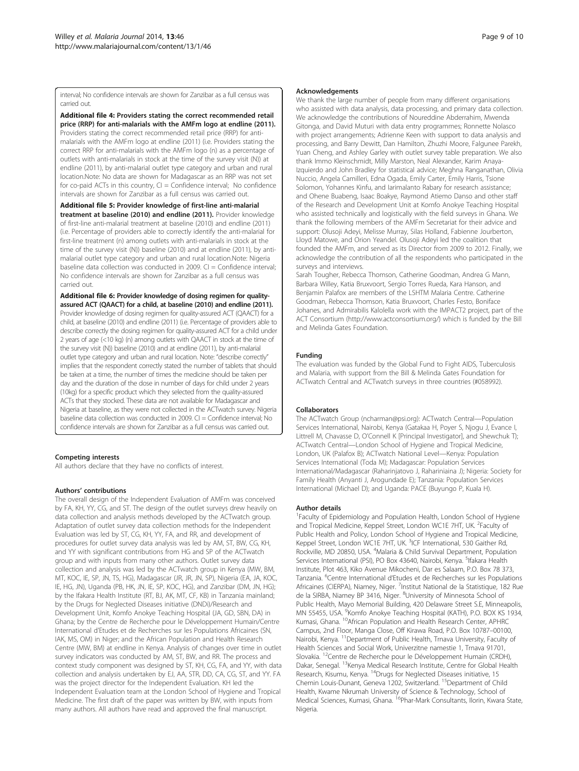interval; No confidence intervals are shown for Zanzibar as a full census was carried out.

**Additional file 4: Providers stating the correct recommended retail price (RRP) for anti-malarials with the AMFm logo at endline (2011).** Providers stating the correct recommended retail price (RRP) for anti-malarials with the AMFm logo at endline (2011) (i.e. Providers stating the correct RRP for anti-malarials with the AMFm logo (n) as a percentage of outlets with anti-malarials in stock at the time of the survey visit (N)) at endline (2011), by anti-malarial outlet type category and urban and rural location.Note: No data are shown for Madagascar as an RRP was not set for co-paid ACTs in this country, CI = Confidence interval; No confidence intervals are shown for Zanzibar as a full census was carried out.

**Additional file 5: Provider knowledge of first-line anti-malarial treatment at baseline (2010) and endline (2011).** Provider knowledge of first-line anti-malarial treatment at baseline (2010) and endline (2011) (i.e. Percentage of providers able to correctly identify the anti-malarial for first-line treatment (n) among outlets with anti-malarials in stock at the time of the survey visit (N)) baseline (2010) and at endline (2011), by anti-malarial outlet type category and urban and rural location.Note: Nigeria baseline data collection was conducted in 2009. CI = Confidence interval; No confidence intervals are shown for Zanzibar as a full census was carried out.

**Additional file 6: Provider knowledge of dosing regimen for quality-assured ACT (QAACT) for a child, at baseline (2010) and endline (2011).** Provider knowledge of dosing regimen for quality-assured ACT (QAACT) for a child, at baseline (2010) and endline (2011) (i.e. Percentage of providers able to describe correctly the dosing regimen for quality-assured ACT for a child under 2 years of age (<10 kg) (n) among outlets with QAACT in stock at the time of the survey visit (N)) baseline (2010) and at endline (2011), by anti-malarial outlet type category and urban and rural location. Note: "describe correctly" implies that the respondent correctly stated the number of tablets that should be taken at a time, the number of times the medicine should be taken per day and the duration of the dose in number of days for child under 2 years (10kg) for a specific product which they selected from the quality-assured ACTs that they stocked. These data are not available for Madagascar and Nigeria at baseline, as they were not collected in the ACTwatch survey. Nigeria baseline data collection was conducted in 2009. CI = Confidence interval; No confidence intervals are shown for Zanzibar as a full census was carried out.

#### Competing interests

All authors declare that they have no conflicts of interest.

#### Authors' contributions

The overall design of the Independent Evaluation of AMFm was conceived by FA, KH, YY, CG, and ST. The design of the outlet surveys drew heavily on data collection and analysis methods developed by the ACTwatch group. Adaptation of outlet survey data collection methods for the Independent Evaluation was led by ST, CG, KH, YY, FA, and RR, and development of procedures for outlet survey data analysis was led by AM, ST, BW, CG, KH, and YY with significant contributions from HG and SP of the ACTwatch group and with inputs from many other authors. Outlet survey data collection and analysis was led by the ACTwatch group in Kenya (MW, BM, MT, KOC, IE, SP, JN, TS, HG), Madagascar (JR, JR, JN, SP), Nigeria (EA, JA, KOC, IE, HG, JN), Uganda (PB, HK, JN, IE, SP, KOC, HG), and Zanzibar (DM, JN, HG); by the Ifakara Health Institute (RT, BJ, AK, MT, CF, KB) in Tanzania mainland; by the Drugs for Neglected Diseases initiative (DNDi)/Research and Development Unit, Komfo Anokye Teaching Hospital (JA, GD, SBN, DA) in Ghana; by the Centre de Recherche pour le Développement Humain/Centre International d'Etudes et de Recherches sur les Populations Africaines (SN, IAK, MS, OM) in Niger; and the African Population and Health Research Centre (MW, BM) at endline in Kenya. Analysis of changes over time in outlet survey indicators was conducted by AM, ST, BW, and RR. The process and context study component was designed by ST, KH, CG, FA, and YY, with data collection and analysis undertaken by EJ, AA, STR, DD, CA, CG, ST, and YY. FA was the project director for the Independent Evaluation. KH led the Independent Evaluation team at the London School of Hygiene and Tropical Medicine. The first draft of the paper was written by BW, with inputs from many authors. All authors have read and approved the final manuscript.

#### Acknowledgements

We thank the large number of people from many different organisations who assisted with data analysis, data processing, and primary data collection. We acknowledge the contributions of Noureddine Abderrahim, Mwenda Gitonga, and David Muturi with data entry programmes; Ronnette Nolasco with project arrangements; Adrienne Keen with support to data analysis and processing, and Barry Dewitt, Dan Hamilton, Zhuzhi Moore, Falgunee Parekh, Yuan Cheng, and Ashley Garley with outlet survey table preparation. We also thank Immo Kleinschmidt, Milly Marston, Neal Alexander, Karim Anaya-Izquierdo and John Bradley for statistical advice; Meghna Ranganathan, Olivia Nuccio, Angela Camilleri, Edna Ogada, Emily Carter, Emily Harris, Tsione Solomon, Yohannes Kinfu, and Iarimalanto Rabary for research assistance; and Ohene Buabeng, Isaac Boakye, Raymond Atiemo Danso and other staff of the Research and Development Unit at Komfo Anokye Teaching Hospital who assisted technically and logistically with the field surveys in Ghana. We thank the following members of the AMFm Secretariat for their advice and support: Olusoji Adeyi, Melisse Murray, Silas Holland, Fabienne Jourberton, Lloyd Matowe, and Orion Yeandel. Olusoji Adeyi led the coalition that founded the AMFm, and served as its Director from 2009 to 2012. Finally, we acknowledge the contribution of all the respondents who participated in the surveys and interviews.

Sarah Tougher, Rebecca Thomson, Catherine Goodman, Andrea G Mann, Barbara Willey, Katia Bruxvoort, Sergio Torres Rueda, Kara Hanson, and Benjamin Palafox are members of the LSHTM Malaria Centre. Catherine Goodman, Rebecca Thomson, Katia Bruxvoort, Charles Festo, Boniface Johanes, and Admirabilis Kalolella work with the IMPACT2 project, part of the ACT Consortium (http://www.actconsortium.org/) which is funded by the Bill and Melinda Gates Foundation.

#### Funding

The evaluation was funded by the Global Fund to Fight AIDS, Tuberculosis and Malaria, with support from the Bill & Melinda Gates Foundation for ACTwatch Central and ACTwatch surveys in three countries (#058992).

#### Collaborators

The ACTwatch Group (ncharman@psi.org): ACTwatch Central—Population Services International, Nairobi, Kenya (Gatakaa H, Poyer S, Njogu J, Evance I, Littrell M, Chavasse D, O'Connell K [Principal Investigator], and Shewchuk T); ACTwatch Central—London School of Hygiene and Tropical Medicine, London, UK (Palafox B); ACTwatch National Level—Kenya: Population Services International (Toda M); Madagascar: Population Services International/Madagascar (Raharinjatovo J, Rahariniaina J); Nigeria: Society for Family Health (Anyanti J, Arogundade E); Tanzania: Population Services International (Michael D); and Uganda: PACE (Buyungo P, Kuala H).

#### Author details

[1]Faculty of Epidemiology and Population Health, London School of Hygiene and Tropical Medicine, Keppel Street, London WC1E 7HT, UK. [2]Faculty of Public Health and Policy, London School of Hygiene and Tropical Medicine, Keppel Street, London WC1E 7HT, UK. [3]ICF International, 530 Gaither Rd, Rockville, MD 20850, USA. [4]Malaria & Child Survival Department, Population Services International (PSI), PO Box 43640, Nairobi, Kenya. [5]Ifakara Health Institute, Plot 463, Kiko Avenue Mikocheni, Dar es Salaam, P.O. Box 78 373, Tanzania. [6]Centre International d'Etudes et de Recherches sur les Populations Africaines (CIERPA), Niamey, Niger. [7]Institut National de la Statistique, 182 Rue de la SIRBA, Niamey BP 3416, Niger. [8]University of Minnesota School of Public Health, Mayo Memorial Building, 420 Delaware Street S.E, Minneapolis, MN 55455, USA. [9]Komfo Anokye Teaching Hospital (KATH), P.O. BOX KS 1934, Kumasi, Ghana. [10]African Population and Health Research Center, APHRC Campus, 2nd Floor, Manga Close, Off Kirawa Road, P.O. Box 10787–00100, Nairobi, Kenya. [11]Department of Public Health, Trnava University, Faculty of Health Sciences and Social Work, Univerzitne namestie 1, Trnava 91701, Slovakia. [12]Centre de Recherche pour le Développement Humain (CRDH), Dakar, Senegal. [13]Kenya Medical Research Institute, Centre for Global Health Research, Kisumu, Kenya. [14]Drugs for Neglected Diseases initiative, 15 Chemin Louis-Dunant, Geneva 1202, Switzerland. [15]Department of Child Health, Kwame Nkrumah University of Science & Technology, School of Medical Sciences, Kumasi, Ghana. [16]Phar-Mark Consultants, Ilorin, Kwara State, Nigeria.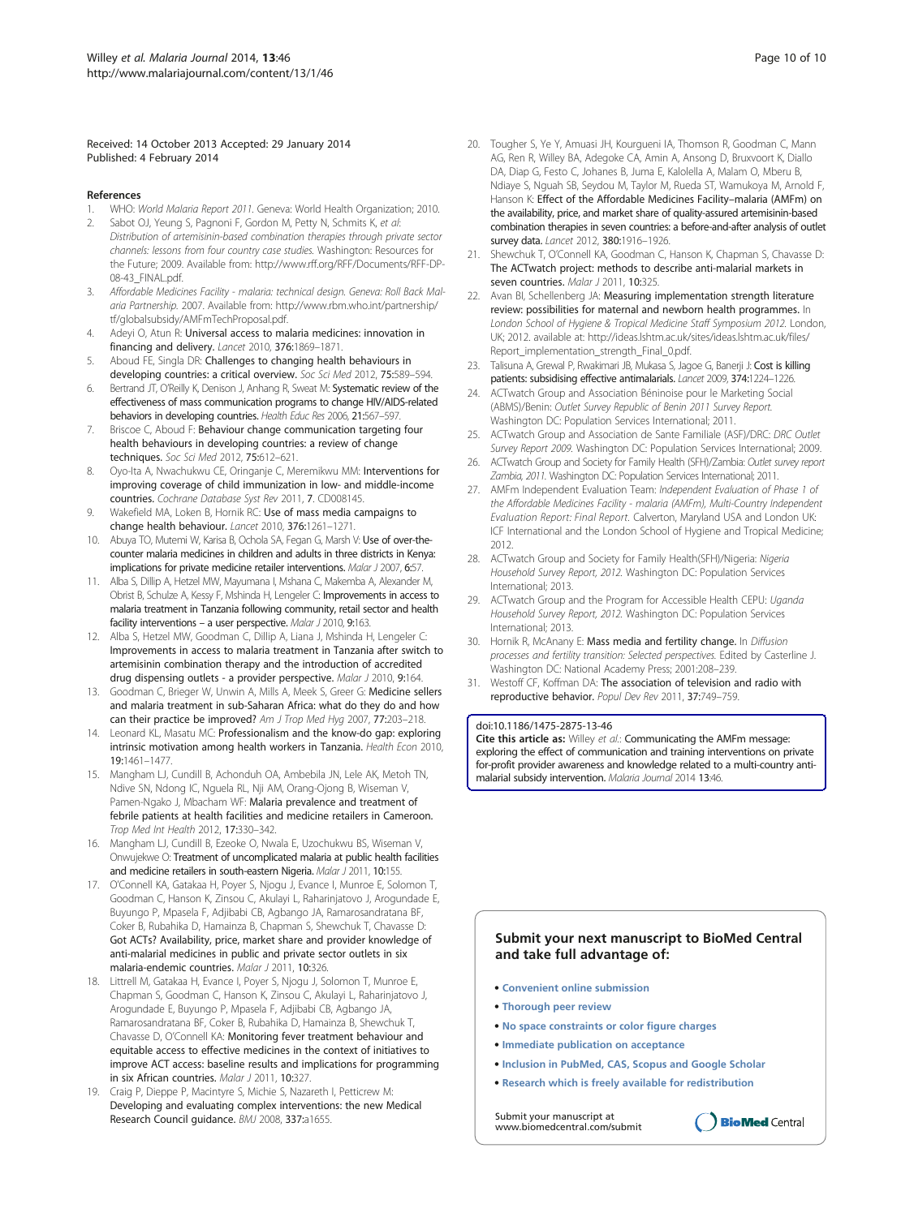Received: 14 October 2013 Accepted: 29 January 2014
Published: 4 February 2014

## References

1. WHO: *World Malaria Report 2011*. Geneva: World Health Organization; 2010.
2. Sabot OJ, Yeung S, Pagnoni F, Gordon M, Petty N, Schmits K, *et al*: *Distribution of artemisinin-based combination therapies through private sector channels: lessons from four country case studies.* Washington: Resources for the Future; 2009. Available from: http://www.rff.org/RFF/Documents/RFF-DP-08-43_FINAL.pdf.
3. *Affordable Medicines Facility - malaria: technical design. Geneva: Roll Back Malaria Partnership.* 2007. Available from: http://www.rbm.who.int/partnership/tf/globalsubsidy/AMFmTechProposal.pdf.
4. Adeyi O, Atun R: **Universal access to malaria medicines: innovation in financing and delivery.** *Lancet* 2010, **376:**1869–1871.
5. Aboud FE, Singla DR: **Challenges to changing health behaviours in developing countries: a critical overview.** *Soc Sci Med* 2012, **75:**589–594.
6. Bertrand JT, O'Reilly K, Denison J, Anhang R, Sweat M: **Systematic review of the effectiveness of mass communication programs to change HIV/AIDS-related behaviors in developing countries.** *Health Educ Res* 2006, **21:**567–597.
7. Briscoe C, Aboud F: **Behaviour change communication targeting four health behaviours in developing countries: a review of change techniques.** *Soc Sci Med* 2012, **75:**612–621.
8. Oyo-Ita A, Nwachukwu CE, Oringanje C, Meremikwu MM: **Interventions for improving coverage of child immunization in low- and middle-income countries.** *Cochrane Database Syst Rev* 2011, **7**. CD008145.
9. Wakefield MA, Loken B, Hornik RC: **Use of mass media campaigns to change health behaviour.** *Lancet* 2010, **376:**1261–1271.
10. Abuya TO, Mutemi W, Karisa B, Ochola SA, Fegan G, Marsh V: **Use of over-the-counter malaria medicines in children and adults in three districts in Kenya: implications for private medicine retailer interventions.** *Malar J* 2007, **6:**57.
11. Alba S, Dillip A, Hetzel MW, Mayumana I, Mshana C, Makemba A, Alexander M, Obrist B, Schulze A, Kessy F, Mshinda H, Lengeler C: **Improvements in access to malaria treatment in Tanzania following community, retail sector and health facility interventions – a user perspective.** *Malar J* 2010, **9:**163.
12. Alba S, Hetzel MW, Goodman C, Dillip A, Liana J, Mshinda H, Lengeler C: **Improvements in access to malaria treatment in Tanzania after switch to artemisinin combination therapy and the introduction of accredited drug dispensing outlets - a provider perspective.** *Malar J* 2010, **9:**164.
13. Goodman C, Brieger W, Unwin A, Mills A, Meek S, Greer G: **Medicine sellers and malaria treatment in sub-Saharan Africa: what do they do and how can their practice be improved?** *Am J Trop Med Hyg* 2007, **77:**203–218.
14. Leonard KL, Masatu MC: **Professionalism and the know-do gap: exploring intrinsic motivation among health workers in Tanzania.** *Health Econ* 2010, **19:**1461–1477.
15. Mangham LJ, Cundill B, Achonduh OA, Ambebila JN, Lele AK, Metoh TN, Ndive SN, Ndong IC, Nguela RL, Nji AM, Orang-Ojong B, Wiseman V, Pamen-Ngako J, Mbacham WF: **Malaria prevalence and treatment of febrile patients at health facilities and medicine retailers in Cameroon.** *Trop Med Int Health* 2012, **17:**330–342.
16. Mangham LJ, Cundill B, Ezeoke O, Nwala E, Uzochukwu BS, Wiseman V, Onwujekwe O: **Treatment of uncomplicated malaria at public health facilities and medicine retailers in south-eastern Nigeria.** *Malar J* 2011, **10:**155.
17. O'Connell KA, Gatakaa H, Poyer S, Njogu J, Evance I, Munroe E, Solomon T, Goodman C, Hanson K, Zinsou C, Akulayi L, Raharinjatovo J, Arogundade E, Buyungo P, Mpasela F, Adjibabi CB, Agbango JA, Ramarosandratana BF, Coker B, Rubahika D, Hamainza B, Chapman S, Shewchuk T, Chavasse D: **Got ACTs? Availability, price, market share and provider knowledge of anti-malarial medicines in public and private sector outlets in six malaria-endemic countries.** *Malar J* 2011, **10:**326.
18. Littrell M, Gatakaa H, Evance I, Poyer S, Njogu J, Solomon T, Munroe E, Chapman S, Goodman C, Hanson K, Zinsou C, Akulayi L, Raharinjatovo J, Arogundade E, Buyungo P, Mpasela F, Adjibabi CB, Agbango JA, Ramarosandratana BF, Coker B, Rubahika D, Hamainza B, Shewchuk T, Chavasse D, O'Connell KA: **Monitoring fever treatment behaviour and equitable access to effective medicines in the context of initiatives to improve ACT access: baseline results and implications for programming in six African countries.** *Malar J* 2011, **10:**327.
19. Craig P, Dieppe P, Macintyre S, Michie S, Nazareth I, Petticrew M: **Developing and evaluating complex interventions: the new Medical Research Council guidance.** *BMJ* 2008, **337:**a1655.
20. Tougher S, Ye Y, Amuasi JH, Kourgueni IA, Thomson R, Goodman C, Mann AG, Ren R, Willey BA, Adegoke CA, Amin A, Ansong D, Bruxvoort K, Diallo DA, Diap G, Festo C, Johanes B, Juma E, Kalolella A, Malam O, Mberu B, Ndiaye S, Nguah SB, Seydou M, Taylor M, Rueda ST, Wamukoya M, Arnold F, Hanson K: **Effect of the Affordable Medicines Facility–malaria (AMFm) on the availability, price, and market share of quality-assured artemisinin-based combination therapies in seven countries: a before-and-after analysis of outlet survey data.** *Lancet* 2012, **380:**1916–1926.
21. Shewchuk T, O'Connell KA, Goodman C, Hanson K, Chapman S, Chavasse D: **The ACTwatch project: methods to describe anti-malarial markets in seven countries.** *Malar J* 2011, **10:**325.
22. Avan BI, Schellenberg JA: **Measuring implementation strength literature review: possibilities for maternal and newborn health programmes.** In *London School of Hygiene & Tropical Medicine Staff Symposium 2012.* London, UK; 2012. available at: http://ideas.lshtm.ac.uk/sites/ideas.lshtm.ac.uk/files/Report_implementation_strength_Final_0.pdf.
23. Talisuna A, Grewal P, Rwakimari JB, Mukasa S, Jagoe G, Banerji J: **Cost is killing patients: subsidising effective antimalarials.** *Lancet* 2009, **374:**1224–1226.
24. ACTwatch Group and Association Béninoise pour le Marketing Social (ABMS)/Benin: *Outlet Survey Republic of Benin 2011 Survey Report.* Washington DC: Population Services International; 2011.
25. ACTwatch Group and Association de Sante Familiale (ASF)/DRC: *DRC Outlet Survey Report 2009.* Washington DC: Population Services International; 2009.
26. ACTwatch Group and Society for Family Health (SFH)/Zambia: *Outlet survey report Zambia, 2011.* Washington DC: Population Services International; 2011.
27. AMFm Independent Evaluation Team: *Independent Evaluation of Phase 1 of the Affordable Medicines Facility - malaria (AMFm), Multi-Country Independent Evaluation Report: Final Report.* Calverton, Maryland USA and London UK: ICF International and the London School of Hygiene and Tropical Medicine; 2012.
28. ACTwatch Group and Society for Family Health(SFH)/Nigeria: *Nigeria Household Survey Report, 2012.* Washington DC: Population Services International; 2013.
29. ACTwatch Group and the Program for Accessible Health CEPU: *Uganda Household Survey Report, 2012.* Washington DC: Population Services International; 2013.
30. Hornik R, McAnany E: **Mass media and fertility change.** In *Diffusion processes and fertility transition: Selected perspectives.* Edited by Casterline J. Washington DC: National Academy Press; 2001:208–239.
31. Westoff CF, Koffman DA: **The association of television and radio with reproductive behavior.** *Popul Dev Rev* 2011, **37:**749–759.

doi:10.1186/1475-2875-13-46
**Cite this article as:** Willey *et al.*: Communicating the AMFm message: exploring the effect of communication and training interventions on private for-profit provider awareness and knowledge related to a multi-country anti-malarial subsidy intervention. *Malaria Journal* 2014 13:46.

**Submit your next manuscript to BioMed Central and take full advantage of:**

- **Convenient online submission**
- **Thorough peer review**
- **No space constraints or color figure charges**
- **Immediate publication on acceptance**
- **Inclusion in PubMed, CAS, Scopus and Google Scholar**
- **Research which is freely available for redistribution**

Submit your manuscript at
www.biomedcentral.com/submit

BioMed Central